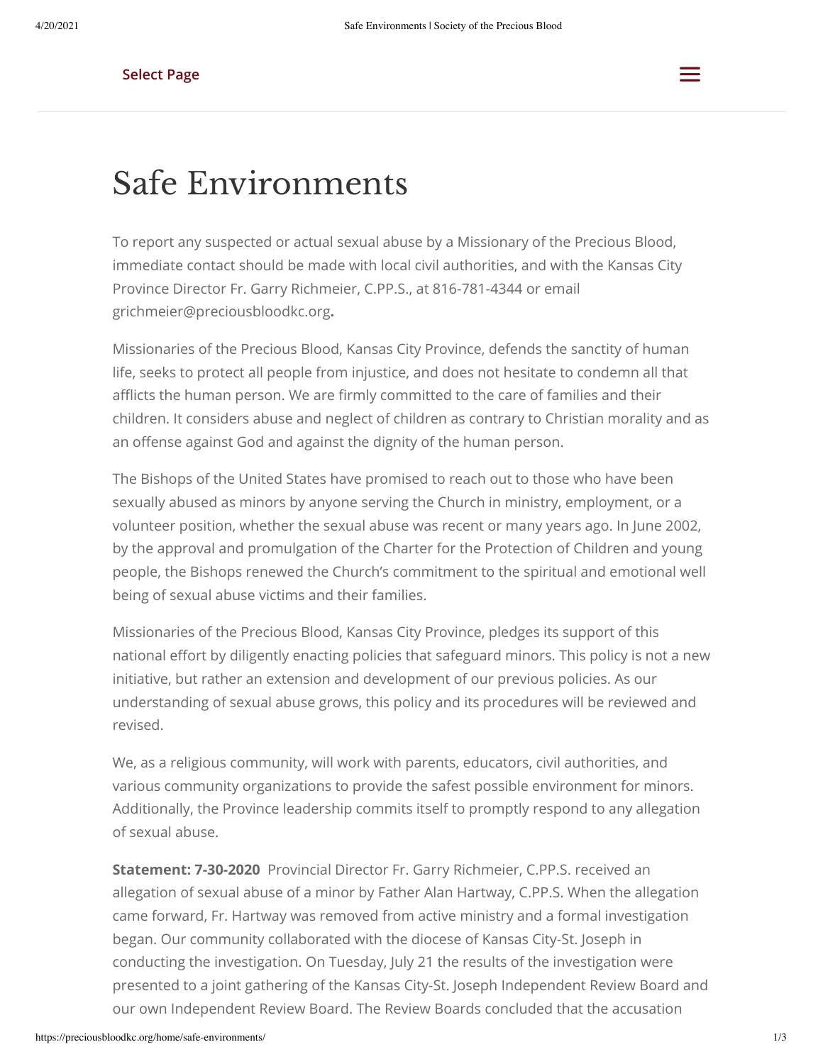Select Page

# Safe Environments

To report any suspected or actual sexual abuse by a Missionary of the Precious Blood, immediate contact should be made with local civil authorities, and with the Kansas City Province Director Fr. Garry Richmeier, C.PP.S., at 816-781-4344 or email grichmeier@preciousbloodkc.org**.**

Missionaries of the Precious Blood, Kansas City Province, defends the sanctity of human life, seeks to protect all people from injustice, and does not hesitate to condemn all that afflicts the human person. We are firmly committed to the care of families and their children. It considers abuse and neglect of children as contrary to Christian morality and as an offense against God and against the dignity of the human person.

The Bishops of the United States have promised to reach out to those who have been sexually abused as minors by anyone serving the Church in ministry, employment, or a volunteer position, whether the sexual abuse was recent or many years ago. In June 2002, by the approval and promulgation of the Charter for the Protection of Children and young people, the Bishops renewed the Church's commitment to the spiritual and emotional well being of sexual abuse victims and their families.

Missionaries of the Precious Blood, Kansas City Province, pledges its support of this national effort by diligently enacting policies that safeguard minors. This policy is not a new initiative, but rather an extension and development of our previous policies. As our understanding of sexual abuse grows, this policy and its procedures will be reviewed and revised.

We, as a religious community, will work with parents, educators, civil authorities, and various community organizations to provide the safest possible environment for minors. Additionally, the Province leadership commits itself to promptly respond to any allegation of sexual abuse.

**Statement: 7-30-2020** Provincial Director Fr. Garry Richmeier, C.PP.S. received an allegation of sexual abuse of a minor by Father Alan Hartway, C.PP.S. When the allegation came forward, Fr. Hartway was removed from active ministry and a formal investigation began. Our community collaborated with the diocese of Kansas City-St. Joseph in conducting the investigation. On Tuesday, July 21 the results of the investigation were presented to a joint gathering of the Kansas City-St. Joseph Independent Review Board and our own Independent Review Board. The Review Boards concluded that the accusation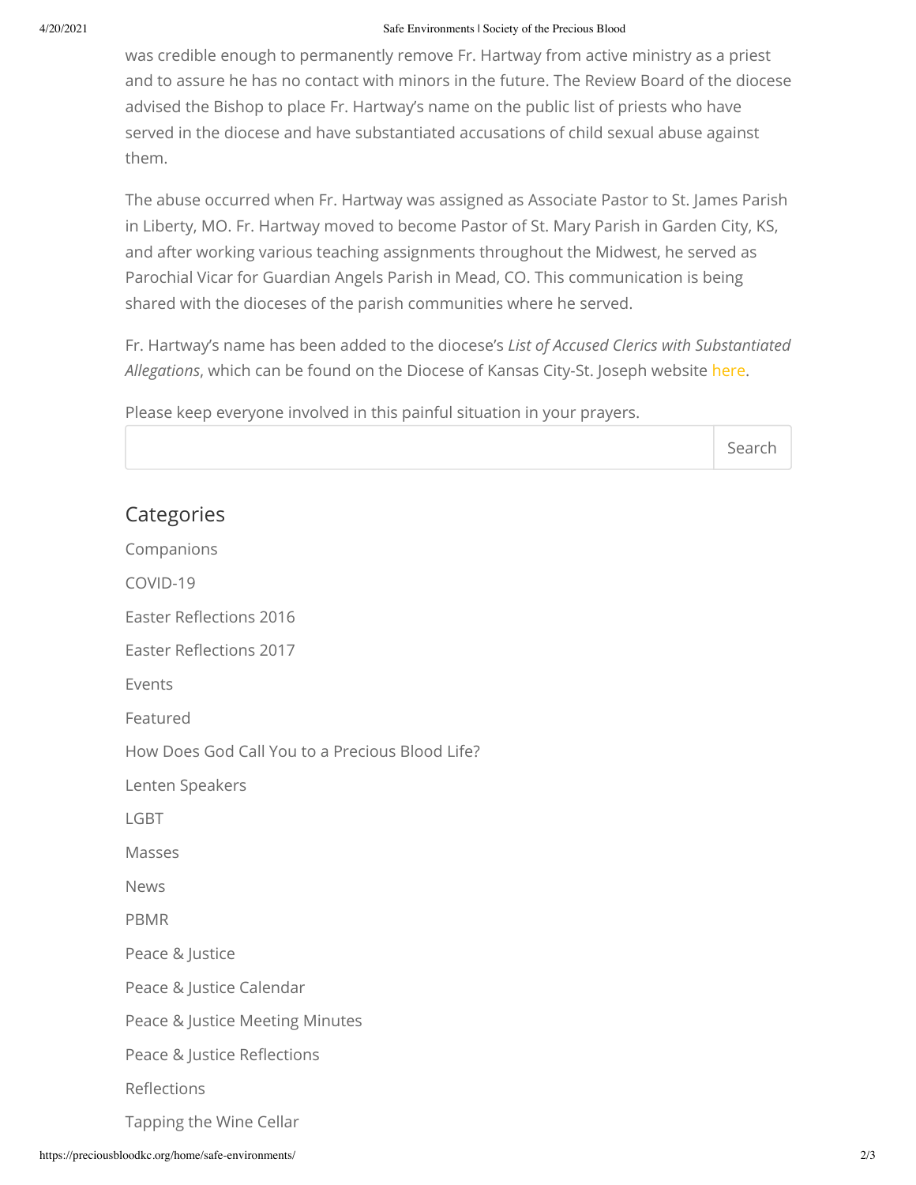was credible enough to permanently remove Fr. Hartway from active ministry as a priest and to assure he has no contact with minors in the future. The Review Board of the diocese advised the Bishop to place Fr. Hartway's name on the public list of priests who have served in the diocese and have substantiated accusations of child sexual abuse against them.

The abuse occurred when Fr. Hartway was assigned as Associate Pastor to St. James Parish in Liberty, MO. Fr. Hartway moved to become Pastor of St. Mary Parish in Garden City, KS, and after working various teaching assignments throughout the Midwest, he served as Parochial Vicar for Guardian Angels Parish in Mead, CO. This communication is being shared with the dioceses of the parish communities where he served.

Fr. Hartway's name has been added to the diocese's *List of Accused Clerics with Substantiated Allegations*, which can be found on the Diocese of Kansas City-St. Joseph website here.

Please keep everyone involved in this painful situation in your prayers.

Search

## Categories

Companions

COVID-19

Easter Reflections 2016

Easter Reflections 2017

Events

Featured

How Does God Call You to a Precious Blood Life?

Lenten Speakers

LGBT

Masses

News

PBMR

Peace & Justice

Peace & Justice Calendar

Peace & Justice Meeting Minutes

Peace & Justice Reflections

Reflections

Tapping the Wine Cellar